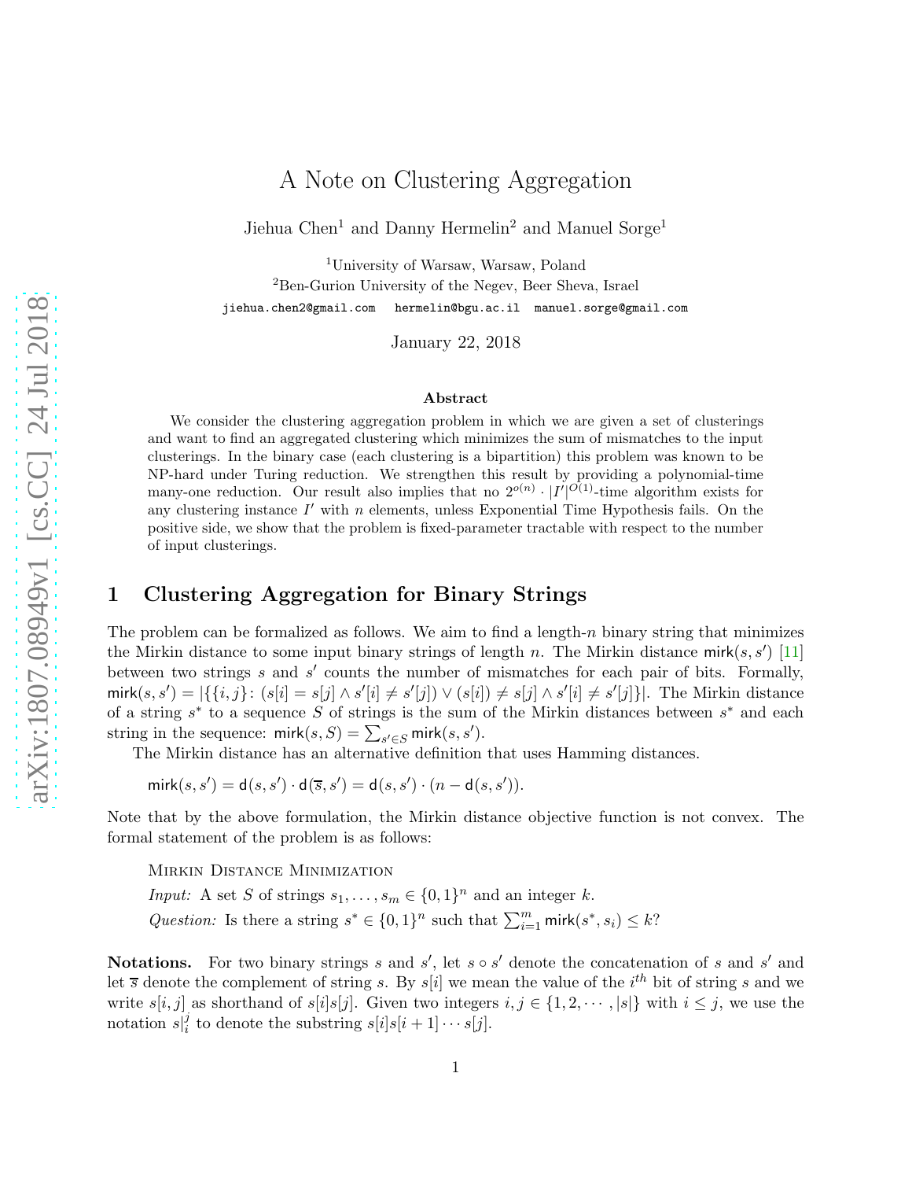# A Note on Clustering Aggregation

Jiehua Chen[1] and Danny Hermelin[2] and Manuel Sorge[1]

[1]University of Warsaw, Warsaw, Poland

[2]Ben-Gurion University of the Negev, Beer Sheva, Israel

jiehua.chen2@gmail.com hermelin@bgu.ac.il manuel.sorge@gmail.com

January 22, 2018

### Abstract

We consider the clustering aggregation problem in which we are given a set of clusterings and want to find an aggregated clustering which minimizes the sum of mismatches to the input clusterings. In the binary case (each clustering is a bipartition) this problem was known to be NP-hard under Turing reduction. We strengthen this result by providing a polynomial-time many-one reduction. Our result also implies that no $2^{o(n)} \cdot |I'|^{O(1)}$-time algorithm exists for any clustering instance $I'$ with $n$ elements, unless Exponential Time Hypothesis fails. On the positive side, we show that the problem is fixed-parameter tractable with respect to the number of input clusterings.

## 1 Clustering Aggregation for Binary Strings

The problem can be formalized as follows. We aim to find a length-$n$ binary string that minimizes the Mirkin distance to some input binary strings of length $n$. The Mirkin distance $\mathsf{mirk}(s, s')$ [11] between two strings $s$ and $s'$ counts the number of mismatches for each pair of bits. Formally, $\mathsf{mirk}(s, s') = |\{\{i, j\} \colon (s[i] = s[j] \wedge s'[i] \neq s'[j]) \vee (s[i]) \neq s[j] \wedge s'[i] \neq s'[j]\}|$. The Mirkin distance of a string $s^*$ to a sequence $S$ of strings is the sum of the Mirkin distances between $s^*$ and each string in the sequence: $\mathsf{mirk}(s, S) = \sum_{s' \in S} \mathsf{mirk}(s, s')$.

The Mirkin distance has an alternative definition that uses Hamming distances.

$$\mathsf{mirk}(s, s') = \mathsf{d}(s, s') \cdot \mathsf{d}(\overline{s}, s') = \mathsf{d}(s, s') \cdot (n - \mathsf{d}(s, s')).$$

Note that by the above formulation, the Mirkin distance objective function is not convex. The formal statement of the problem is as follows:

Mirkin Distance Minimization

*Input:* A set $S$ of strings $s_1, \ldots, s_m \in \{0, 1\}^n$ and an integer $k$.

*Question:* Is there a string $s^* \in \{0, 1\}^n$ such that $\sum_{i=1}^{m} \mathsf{mirk}(s^*, s_i) \leq k$?

**Notations.** For two binary strings $s$ and $s'$, let $s \circ s'$ denote the concatenation of $s$ and $s'$ and let $\overline{s}$ denote the complement of string $s$. By $s[i]$ we mean the value of the $i^{th}$ bit of string $s$ and we write $s[i, j]$ as shorthand of $s[i]s[j]$. Given two integers $i, j \in \{1, 2, \cdots, |s|\}$ with $i \leq j$, we use the notation $s|_i^j$ to denote the substring $s[i]s[i + 1] \cdots s[j]$.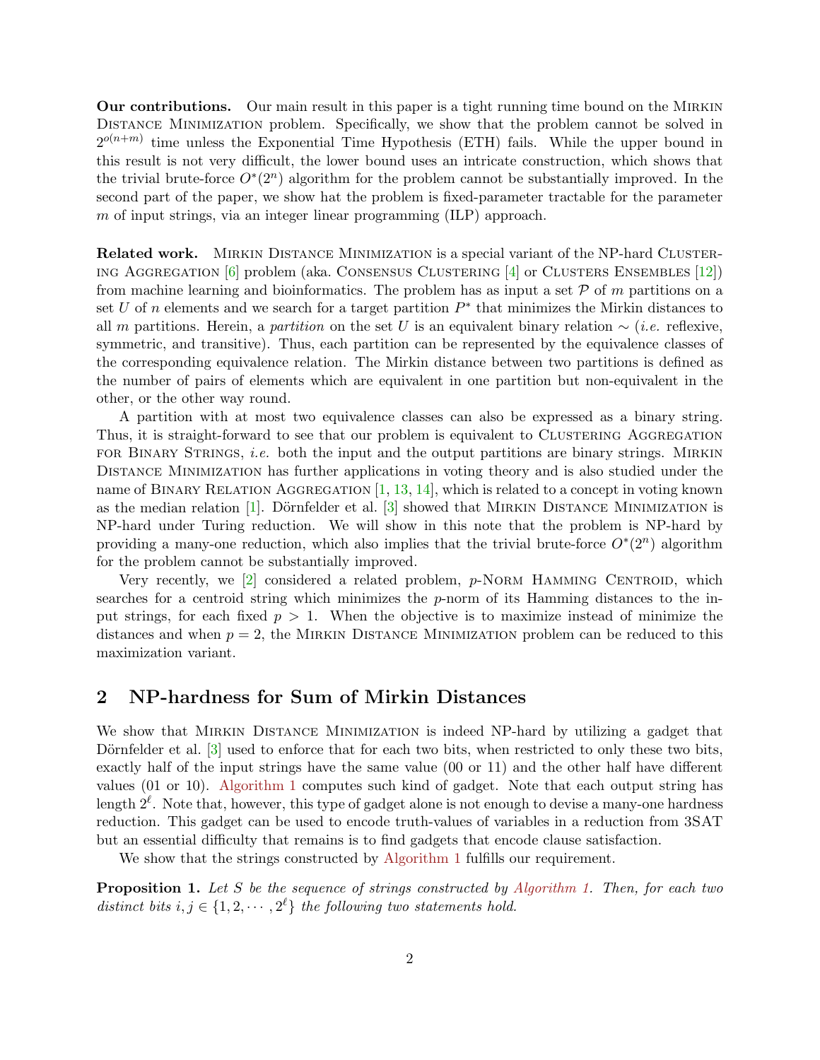**Our contributions.** Our main result in this paper is a tight running time bound on the Mirkin Distance Minimization problem. Specifically, we show that the problem cannot be solved in $2^{o(n+m)}$ time unless the Exponential Time Hypothesis (ETH) fails. While the upper bound in this result is not very difficult, the lower bound uses an intricate construction, which shows that the trivial brute-force $O^*(2^n)$ algorithm for the problem cannot be substantially improved. In the second part of the paper, we show hat the problem is fixed-parameter tractable for the parameter $m$ of input strings, via an integer linear programming (ILP) approach.

**Related work.** Mirkin Distance Minimization is a special variant of the NP-hard Clustering Aggregation [6] problem (aka. Consensus Clustering [4] or Clusters Ensembles [12]) from machine learning and bioinformatics. The problem has as input a set $\mathcal{P}$ of $m$ partitions on a set $U$ of $n$ elements and we search for a target partition $P^*$ that minimizes the Mirkin distances to all $m$ partitions. Herein, a *partition* on the set $U$ is an equivalent binary relation $\sim$ (*i.e.* reflexive, symmetric, and transitive). Thus, each partition can be represented by the equivalence classes of the corresponding equivalence relation. The Mirkin distance between two partitions is defined as the number of pairs of elements which are equivalent in one partition but non-equivalent in the other, or the other way round.

A partition with at most two equivalence classes can also be expressed as a binary string. Thus, it is straight-forward to see that our problem is equivalent to Clustering Aggregation for Binary Strings, *i.e.* both the input and the output partitions are binary strings. Mirkin Distance Minimization has further applications in voting theory and is also studied under the name of Binary Relation Aggregation [1, 13, 14], which is related to a concept in voting known as the median relation [1]. Dörnfelder et al. [3] showed that Mirkin Distance Minimization is NP-hard under Turing reduction. We will show in this note that the problem is NP-hard by providing a many-one reduction, which also implies that the trivial brute-force $O^*(2^n)$ algorithm for the problem cannot be substantially improved.

Very recently, we [2] considered a related problem, $p$-Norm Hamming Centroid, which searches for a centroid string which minimizes the $p$-norm of its Hamming distances to the input strings, for each fixed $p > 1$. When the objective is to maximize instead of minimize the distances and when $p = 2$, the Mirkin Distance Minimization problem can be reduced to this maximization variant.

## 2 NP-hardness for Sum of Mirkin Distances

We show that Mirkin Distance Minimization is indeed NP-hard by utilizing a gadget that Dörnfelder et al. [3] used to enforce that for each two bits, when restricted to only these two bits, exactly half of the input strings have the same value (00 or 11) and the other half have different values (01 or 10). Algorithm 1 computes such kind of gadget. Note that each output string has length $2^\ell$. Note that, however, this type of gadget alone is not enough to devise a many-one hardness reduction. This gadget can be used to encode truth-values of variables in a reduction from 3SAT but an essential difficulty that remains is to find gadgets that encode clause satisfaction.

We show that the strings constructed by Algorithm 1 fulfills our requirement.

**Proposition 1.** *Let $S$ be the sequence of strings constructed by Algorithm 1. Then, for each two distinct bits $i, j \in \{1, 2, \cdots, 2^\ell\}$ the following two statements hold.*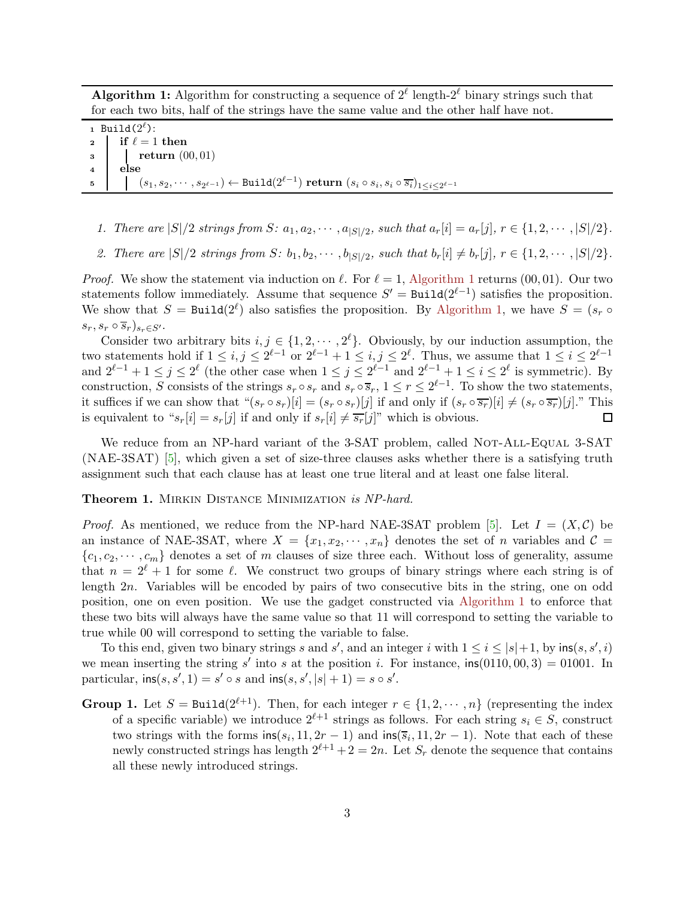**Algorithm 1:** Algorithm for constructing a sequence of $2^\ell$ length-$2^\ell$ binary strings such that for each two bits, half of the strings have the same value and the other half have not.

```
1 Build(2^ℓ):
2 |  if ℓ = 1 then
3 |  |  return (00, 01)
4 |  else
5 |  |  (s_1, s_2, ..., s_{2^{ℓ-1}}) ← Build(2^{ℓ-1}) return (s_i ∘ s_i, s_i ∘ s̄_i)_{1≤i≤2^{ℓ-1}}
```

1. *There are $|S|/2$ strings from $S$: $a_1, a_2, \cdots, a_{|S|/2}$, such that $a_r[i] = a_r[j]$, $r \in \{1, 2, \cdots, |S|/2\}$.*
2. *There are $|S|/2$ strings from $S$: $b_1, b_2, \cdots, b_{|S|/2}$, such that $b_r[i] \neq b_r[j]$, $r \in \{1, 2, \cdots, |S|/2\}$.*

*Proof.* We show the statement via induction on $\ell$. For $\ell = 1$, Algorithm 1 returns $(00, 01)$. Our two statements follow immediately. Assume that sequence $S' = \texttt{Build}(2^{\ell-1})$ satisfies the proposition. We show that $S = \texttt{Build}(2^\ell)$ also satisfies the proposition. By Algorithm 1, we have $S = (s_r \circ s_r, s_r \circ \overline{s}_r)_{s_r \in S'}$.

Consider two arbitrary bits $i, j \in \{1, 2, \cdots, 2^\ell\}$. Obviously, by our induction assumption, the two statements hold if $1 \leq i, j \leq 2^{\ell-1}$ or $2^{\ell-1} + 1 \leq i, j \leq 2^\ell$. Thus, we assume that $1 \leq i \leq 2^{\ell-1}$ and $2^{\ell-1} + 1 \leq j \leq 2^\ell$ (the other case when $1 \leq j \leq 2^{\ell-1}$ and $2^{\ell-1} + 1 \leq i \leq 2^\ell$ is symmetric). By construction, $S$ consists of the strings $s_r \circ s_r$ and $s_r \circ \overline{s}_r$, $1 \leq r \leq 2^{\ell-1}$. To show the two statements, it suffices if we can show that "$(s_r \circ s_r)[i] = (s_r \circ s_r)[j]$ if and only if $(s_r \circ \overline{s_r})[i] \neq (s_r \circ \overline{s_r})[j]$." This is equivalent to "$s_r[i] = s_r[j]$ if and only if $s_r[i] \neq \overline{s_r}[j]$" which is obvious. □

We reduce from an NP-hard variant of the 3-SAT problem, called Not-All-Equal 3-SAT (NAE-3SAT) [5], which given a set of size-three clauses asks whether there is a satisfying truth assignment such that each clause has at least one true literal and at least one false literal.

**Theorem 1.** *Mirkin Distance Minimization is NP-hard.*

*Proof.* As mentioned, we reduce from the NP-hard NAE-3SAT problem [5]. Let $I = (X, \mathcal{C})$ be an instance of NAE-3SAT, where $X = \{x_1, x_2, \cdots, x_n\}$ denotes the set of $n$ variables and $\mathcal{C} = \{c_1, c_2, \cdots, c_m\}$ denotes a set of $m$ clauses of size three each. Without loss of generality, assume that $n = 2^\ell + 1$ for some $\ell$. We construct two groups of binary strings where each string is of length $2n$. Variables will be encoded by pairs of two consecutive bits in the string, one on odd position, one on even position. We use the gadget constructed via Algorithm 1 to enforce that these two bits will always have the same value so that 11 will correspond to setting the variable to true while 00 will correspond to setting the variable to false.

To this end, given two binary strings $s$ and $s'$, and an integer $i$ with $1 \leq i \leq |s| + 1$, by $\mathsf{ins}(s, s', i)$ we mean inserting the string $s'$ into $s$ at the position $i$. For instance, $\mathsf{ins}(0110, 00, 3) = 01001$. In particular, $\mathsf{ins}(s, s', 1) = s' \circ s$ and $\mathsf{ins}(s, s', |s| + 1) = s \circ s'$.

**Group 1.** Let $S = \texttt{Build}(2^{\ell+1})$. Then, for each integer $r \in \{1, 2, \cdots, n\}$ (representing the index of a specific variable) we introduce $2^{\ell+1}$ strings as follows. For each string $s_i \in S$, construct two strings with the forms $\mathsf{ins}(s_i, 11, 2r - 1)$ and $\mathsf{ins}(\overline{s}_i, 11, 2r - 1)$. Note that each of these newly constructed strings has length $2^{\ell+1} + 2 = 2n$. Let $S_r$ denote the sequence that contains all these newly introduced strings.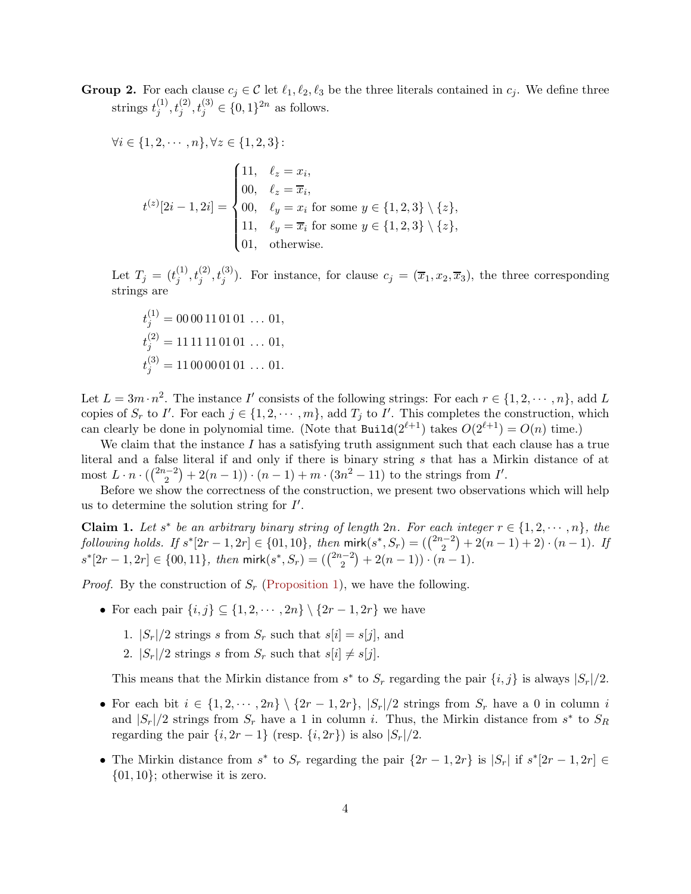**Group 2.** For each clause $c_j \in \mathcal{C}$ let $\ell_1, \ell_2, \ell_3$ be the three literals contained in $c_j$. We define three strings $t_j^{(1)}, t_j^{(2)}, t_j^{(3)} \in \{0,1\}^{2n}$ as follows.

$\forall i \in \{1, 2, \cdots, n\}, \forall z \in \{1, 2, 3\}$:

$$t^{(z)}[2i-1, 2i] = \begin{cases} 11, & \ell_z = x_i, \\ 00, & \ell_z = \overline{x}_i, \\ 00, & \ell_y = x_i \text{ for some } y \in \{1,2,3\} \setminus \{z\}, \\ 11, & \ell_y = \overline{x}_i \text{ for some } y \in \{1,2,3\} \setminus \{z\}, \\ 01, & \text{otherwise.} \end{cases}$$

Let $T_j = (t_j^{(1)}, t_j^{(2)}, t_j^{(3)})$. For instance, for clause $c_j = (\overline{x}_1, x_2, \overline{x}_3)$, the three corresponding strings are

$$t_j^{(1)} = 00\,00\,11\,01\,01\,\ldots\,01,$$
$$t_j^{(2)} = 11\,11\,11\,01\,01\,\ldots\,01,$$
$$t_j^{(3)} = 11\,00\,00\,01\,01\,\ldots\,01.$$

Let $L = 3m \cdot n^2$. The instance $I'$ consists of the following strings: For each $r \in \{1, 2, \cdots, n\}$, add $L$ copies of $S_r$ to $I'$. For each $j \in \{1, 2, \cdots, m\}$, add $T_j$ to $I'$. This completes the construction, which can clearly be done in polynomial time. (Note that $\mathtt{Build}(2^{\ell+1})$ takes $O(2^{\ell+1}) = O(n)$ time.)

We claim that the instance $I$ has a satisfying truth assignment such that each clause has a true literal and a false literal if and only if there is binary string $s$ that has a Mirkin distance of at most $L \cdot n \cdot (\binom{2n-2}{2} + 2(n-1)) \cdot (n-1) + m \cdot (3n^2 - 11)$ to the strings from $I'$.

Before we show the correctness of the construction, we present two observations which will help us to determine the solution string for $I'$.

**Claim 1.** *Let $s^*$ be an arbitrary binary string of length $2n$. For each integer $r \in \{1, 2, \cdots, n\}$, the following holds. If $s^*[2r-1, 2r] \in \{01, 10\}$, then $\mathsf{mirk}(s^*, S_r) = (\binom{2n-2}{2} + 2(n-1) + 2) \cdot (n-1)$. If $s^*[2r-1, 2r] \in \{00, 11\}$, then $\mathsf{mirk}(s^*, S_r) = (\binom{2n-2}{2} + 2(n-1)) \cdot (n-1)$.*

*Proof.* By the construction of $S_r$ (Proposition 1), we have the following.

- For each pair $\{i, j\} \subseteq \{1, 2, \cdots, 2n\} \setminus \{2r-1, 2r\}$ we have
  1. $|S_r|/2$ strings $s$ from $S_r$ such that $s[i] = s[j]$, and
  2. $|S_r|/2$ strings $s$ from $S_r$ such that $s[i] \neq s[j]$.

  This means that the Mirkin distance from $s^*$ to $S_r$ regarding the pair $\{i, j\}$ is always $|S_r|/2$.

- For each bit $i \in \{1, 2, \cdots, 2n\} \setminus \{2r-1, 2r\}$, $|S_r|/2$ strings from $S_r$ have a 0 in column $i$ and $|S_r|/2$ strings from $S_r$ have a 1 in column $i$. Thus, the Mirkin distance from $s^*$ to $S_R$ regarding the pair $\{i, 2r-1\}$ (resp. $\{i, 2r\}$) is also $|S_r|/2$.

- The Mirkin distance from $s^*$ to $S_r$ regarding the pair $\{2r-1, 2r\}$ is $|S_r|$ if $s^*[2r-1, 2r] \in \{01, 10\}$; otherwise it is zero.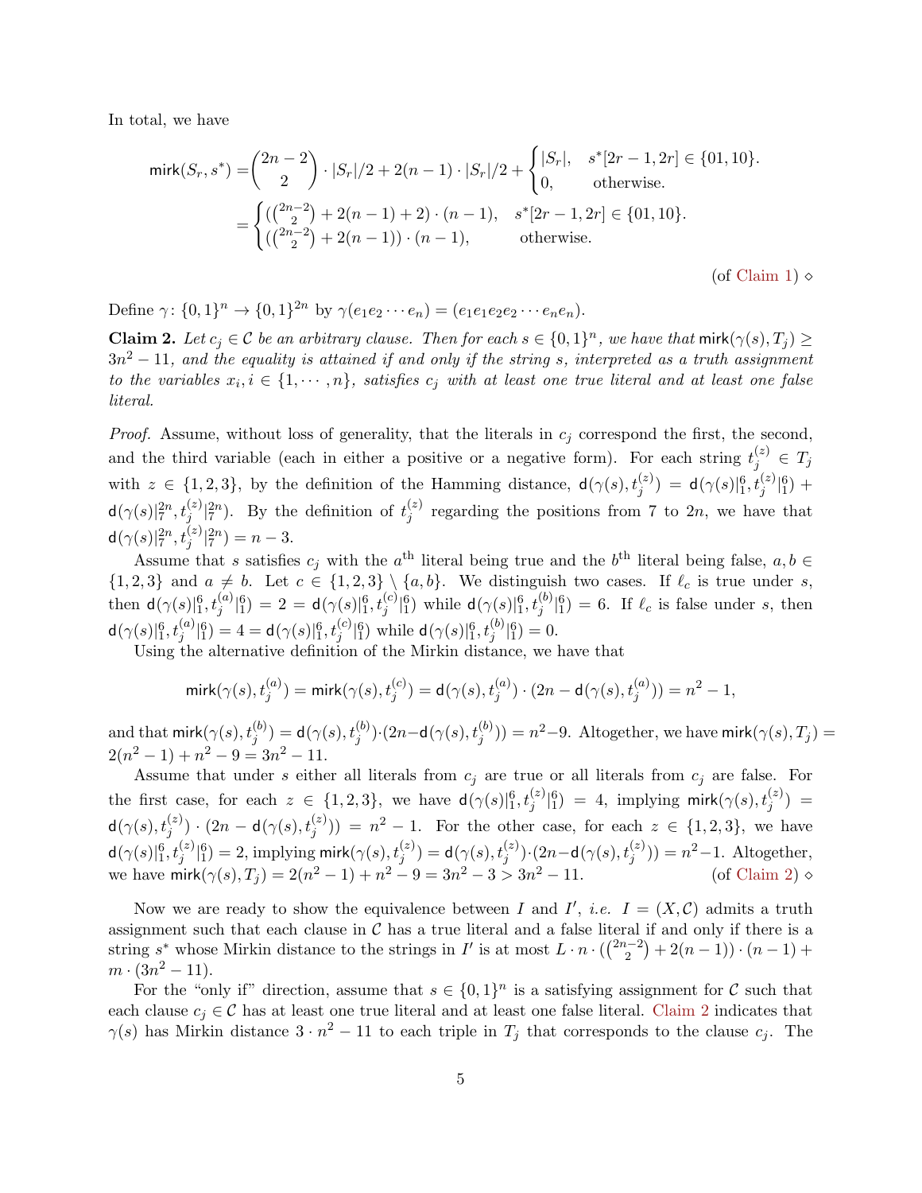In total, we have

$$\begin{aligned}
\mathsf{mirk}(S_r, s^*) &= \binom{2n-2}{2} \cdot |S_r|/2 + 2(n-1) \cdot |S_r|/2 + \begin{cases} |S_r|, & s^*[2r-1, 2r] \in \{01, 10\}. \\ 0, & \text{otherwise.} \end{cases} \\
&= \begin{cases} (\binom{2n-2}{2} + 2(n-1) + 2) \cdot (n-1), & s^*[2r-1, 2r] \in \{01, 10\}. \\ (\binom{2n-2}{2} + 2(n-1)) \cdot (n-1), & \text{otherwise.} \end{cases}
\end{aligned}$$

(of Claim 1) ⋄

Define $\gamma \colon \{0,1\}^n \to \{0,1\}^{2n}$ by $\gamma(e_1 e_2 \cdots e_n) = (e_1 e_1 e_2 e_2 \cdots e_n e_n)$.

**Claim 2.** *Let $c_j \in \mathcal{C}$ be an arbitrary clause. Then for each $s \in \{0,1\}^n$, we have that $\mathsf{mirk}(\gamma(s), T_j) \geq 3n^2 - 11$, and the equality is attained if and only if the string $s$, interpreted as a truth assignment to the variables $x_i, i \in \{1, \cdots, n\}$, satisfies $c_j$ with at least one true literal and at least one false literal.*

*Proof.* Assume, without loss of generality, that the literals in $c_j$ correspond the first, the second, and the third variable (each in either a positive or a negative form). For each string $t_j^{(z)} \in T_j$ with $z \in \{1,2,3\}$, by the definition of the Hamming distance, $\mathsf{d}(\gamma(s), t_j^{(z)}) = \mathsf{d}(\gamma(s)|_1^6, t_j^{(z)}|_1^6) + \mathsf{d}(\gamma(s)|_7^{2n}, t_j^{(z)}|_7^{2n})$. By the definition of $t_j^{(z)}$ regarding the positions from 7 to $2n$, we have that $\mathsf{d}(\gamma(s)|_7^{2n}, t_j^{(z)}|_7^{2n}) = n - 3$.

Assume that $s$ satisfies $c_j$ with the $a^{\text{th}}$ literal being true and the $b^{\text{th}}$ literal being false, $a, b \in \{1,2,3\}$ and $a \neq b$. Let $c \in \{1,2,3\} \setminus \{a,b\}$. We distinguish two cases. If $\ell_c$ is true under $s$, then $\mathsf{d}(\gamma(s)|_1^6, t_j^{(a)}|_1^6) = 2 = \mathsf{d}(\gamma(s)|_1^6, t_j^{(c)}|_1^6)$ while $\mathsf{d}(\gamma(s)|_1^6, t_j^{(b)}|_1^6) = 6$. If $\ell_c$ is false under $s$, then $\mathsf{d}(\gamma(s)|_1^6, t_j^{(a)}|_1^6) = 4 = \mathsf{d}(\gamma(s)|_1^6, t_j^{(c)}|_1^6)$ while $\mathsf{d}(\gamma(s)|_1^6, t_j^{(b)}|_1^6) = 0$.

Using the alternative definition of the Mirkin distance, we have that

$$\mathsf{mirk}(\gamma(s), t_j^{(a)}) = \mathsf{mirk}(\gamma(s), t_j^{(c)}) = \mathsf{d}(\gamma(s), t_j^{(a)}) \cdot (2n - \mathsf{d}(\gamma(s), t_j^{(a)})) = n^2 - 1,$$

and that $\mathsf{mirk}(\gamma(s), t_j^{(b)}) = \mathsf{d}(\gamma(s), t_j^{(b)}) \cdot (2n - \mathsf{d}(\gamma(s), t_j^{(b)})) = n^2 - 9$. Altogether, we have $\mathsf{mirk}(\gamma(s), T_j) = 2(n^2 - 1) + n^2 - 9 = 3n^2 - 11$.

Assume that under $s$ either all literals from $c_j$ are true or all literals from $c_j$ are false. For the first case, for each $z \in \{1,2,3\}$, we have $\mathsf{d}(\gamma(s)|_1^6, t_j^{(z)}|_1^6) = 4$, implying $\mathsf{mirk}(\gamma(s), t_j^{(z)}) = \mathsf{d}(\gamma(s), t_j^{(z)}) \cdot (2n - \mathsf{d}(\gamma(s), t_j^{(z)})) = n^2 - 1$. For the other case, for each $z \in \{1,2,3\}$, we have $\mathsf{d}(\gamma(s)|_1^6, t_j^{(z)}|_1^6) = 2$, implying $\mathsf{mirk}(\gamma(s), t_j^{(z)}) = \mathsf{d}(\gamma(s), t_j^{(z)}) \cdot (2n - \mathsf{d}(\gamma(s), t_j^{(z)})) = n^2 - 1$. Altogether, we have $\mathsf{mirk}(\gamma(s), T_j) = 2(n^2 - 1) + n^2 - 9 = 3n^2 - 3 > 3n^2 - 11$. (of Claim 2) ⋄

Now we are ready to show the equivalence between $I$ and $I'$, *i.e.* $I = (X, \mathcal{C})$ admits a truth assignment such that each clause in $\mathcal{C}$ has a true literal and a false literal if and only if there is a string $s^*$ whose Mirkin distance to the strings in $I'$ is at most $L \cdot n \cdot (\binom{2n-2}{2} + 2(n-1)) \cdot (n-1) + m \cdot (3n^2 - 11)$.

For the "only if" direction, assume that $s \in \{0,1\}^n$ is a satisfying assignment for $\mathcal{C}$ such that each clause $c_j \in \mathcal{C}$ has at least one true literal and at least one false literal. Claim 2 indicates that $\gamma(s)$ has Mirkin distance $3 \cdot n^2 - 11$ to each triple in $T_j$ that corresponds to the clause $c_j$. The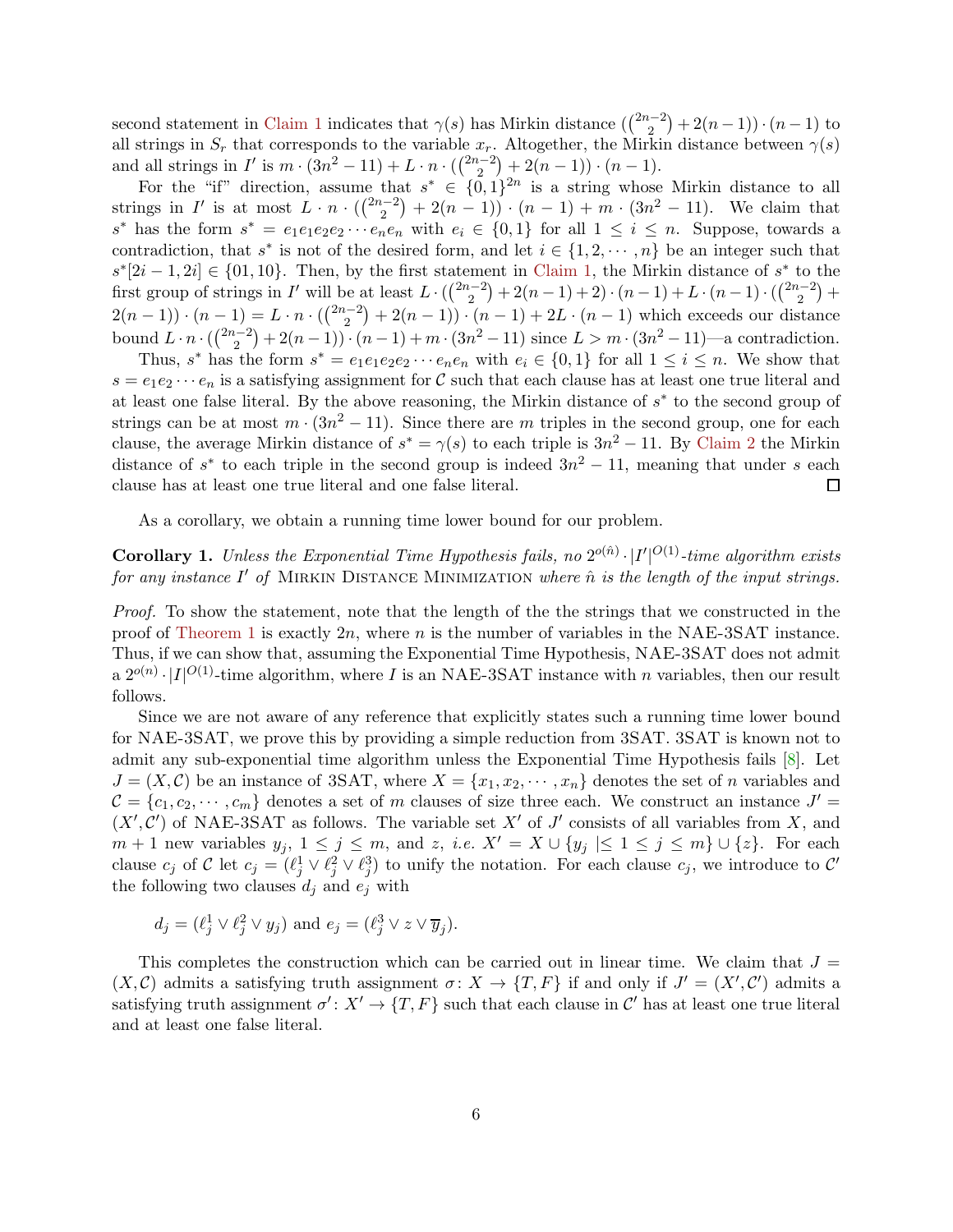second statement in Claim 1 indicates that $\gamma(s)$ has Mirkin distance $(\binom{2n-2}{2} + 2(n-1)) \cdot (n-1)$ to all strings in $S_r$ that corresponds to the variable $x_r$. Altogether, the Mirkin distance between $\gamma(s)$ and all strings in $I'$ is $m \cdot (3n^2 - 11) + L \cdot n \cdot (\binom{2n-2}{2} + 2(n-1)) \cdot (n-1)$.

For the "if" direction, assume that $s^* \in \{0,1\}^{2n}$ is a string whose Mirkin distance to all strings in $I'$ is at most $L \cdot n \cdot (\binom{2n-2}{2} + 2(n-1)) \cdot (n-1) + m \cdot (3n^2 - 11)$. We claim that $s^*$ has the form $s^* = e_1e_1e_2e_2 \cdots e_ne_n$ with $e_i \in \{0,1\}$ for all $1 \leq i \leq n$. Suppose, towards a contradiction, that $s^*$ is not of the desired form, and let $i \in \{1, 2, \cdots, n\}$ be an integer such that $s^*[2i-1, 2i] \in \{01, 10\}$. Then, by the first statement in Claim 1, the Mirkin distance of $s^*$ to the first group of strings in $I'$ will be at least $L \cdot (\binom{2n-2}{2} + 2(n-1) + 2) \cdot (n-1) + L \cdot (n-1) \cdot (\binom{2n-2}{2} + 2(n-1)) \cdot (n-1) = L \cdot n \cdot (\binom{2n-2}{2} + 2(n-1)) \cdot (n-1) + 2L \cdot (n-1)$ which exceeds our distance bound $L \cdot n \cdot (\binom{2n-2}{2} + 2(n-1)) \cdot (n-1) + m \cdot (3n^2 - 11)$ since $L > m \cdot (3n^2 - 11)$—a contradiction.

Thus, $s^*$ has the form $s^* = e_1e_1e_2e_2 \cdots e_ne_n$ with $e_i \in \{0,1\}$ for all $1 \leq i \leq n$. We show that $s = e_1e_2 \cdots e_n$ is a satisfying assignment for $\mathcal{C}$ such that each clause has at least one true literal and at least one false literal. By the above reasoning, the Mirkin distance of $s^*$ to the second group of strings can be at most $m \cdot (3n^2 - 11)$. Since there are $m$ triples in the second group, one for each clause, the average Mirkin distance of $s^* = \gamma(s)$ to each triple is $3n^2 - 11$. By Claim 2 the Mirkin distance of $s^*$ to each triple in the second group is indeed $3n^2 - 11$, meaning that under $s$ each clause has at least one true literal and one false literal. □

As a corollary, we obtain a running time lower bound for our problem.

**Corollary 1.** *Unless the Exponential Time Hypothesis fails, no $2^{o(\hat{n})} \cdot |I'|^{O(1)}$-time algorithm exists for any instance $I'$ of* Mirkin Distance Minimization *where $\hat{n}$ is the length of the input strings.*

*Proof.* To show the statement, note that the length of the the strings that we constructed in the proof of Theorem 1 is exactly $2n$, where $n$ is the number of variables in the NAE-3SAT instance. Thus, if we can show that, assuming the Exponential Time Hypothesis, NAE-3SAT does not admit a $2^{o(n)} \cdot |I|^{O(1)}$-time algorithm, where $I$ is an NAE-3SAT instance with $n$ variables, then our result follows.

Since we are not aware of any reference that explicitly states such a running time lower bound for NAE-3SAT, we prove this by providing a simple reduction from 3SAT. 3SAT is known not to admit any sub-exponential time algorithm unless the Exponential Time Hypothesis fails [8]. Let $J = (X, \mathcal{C})$ be an instance of 3SAT, where $X = \{x_1, x_2, \cdots, x_n\}$ denotes the set of $n$ variables and $\mathcal{C} = \{c_1, c_2, \cdots, c_m\}$ denotes a set of $m$ clauses of size three each. We construct an instance $J' = (X', \mathcal{C}')$ of NAE-3SAT as follows. The variable set $X'$ of $J'$ consists of all variables from $X$, and $m+1$ new variables $y_j$, $1 \leq j \leq m$, and $z$, *i.e.* $X' = X \cup \{y_j \mid\leq 1 \leq j \leq m\} \cup \{z\}$. For each clause $c_j$ of $\mathcal{C}$ let $c_j = (\ell_j^1 \vee \ell_j^2 \vee \ell_j^3)$ to unify the notation. For each clause $c_j$, we introduce to $\mathcal{C}'$ the following two clauses $d_j$ and $e_j$ with

$$d_j = (\ell_j^1 \vee \ell_j^2 \vee y_j) \text{ and } e_j = (\ell_j^3 \vee z \vee \overline{y}_j).$$

This completes the construction which can be carried out in linear time. We claim that $J = (X, \mathcal{C})$ admits a satisfying truth assignment $\sigma \colon X \to \{T, F\}$ if and only if $J' = (X', \mathcal{C}')$ admits a satisfying truth assignment $\sigma' \colon X' \to \{T, F\}$ such that each clause in $\mathcal{C}'$ has at least one true literal and at least one false literal.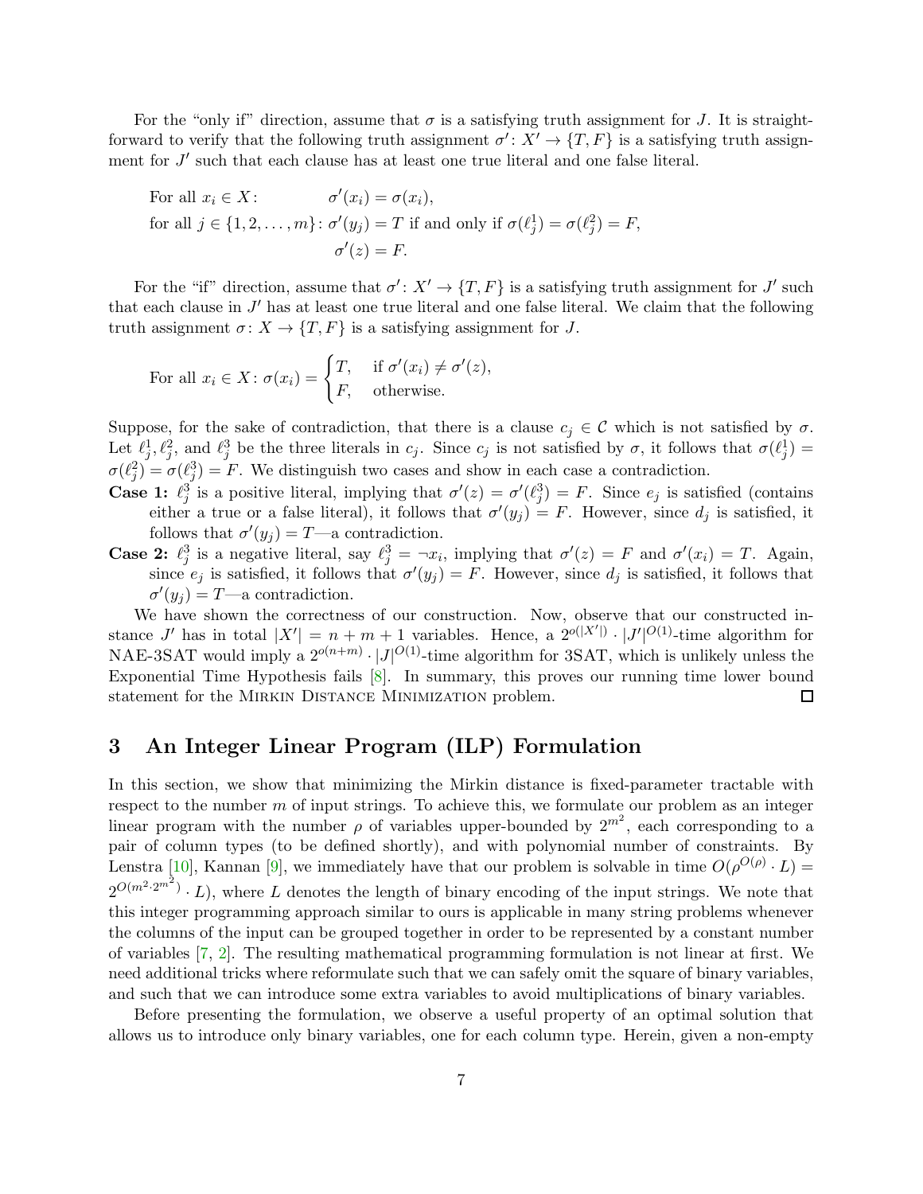For the "only if" direction, assume that $\sigma$ is a satisfying truth assignment for $J$. It is straightforward to verify that the following truth assignment $\sigma' \colon X' \to \{T, F\}$ is a satisfying truth assignment for $J'$ such that each clause has at least one true literal and one false literal.

$$
\begin{aligned}
&\text{For all } x_i \in X\colon && \sigma'(x_i) = \sigma(x_i),\\
&\text{for all } j \in \{1, 2, \ldots, m\}\colon && \sigma'(y_j) = T \text{ if and only if } \sigma(\ell_j^1) = \sigma(\ell_j^2) = F,\\
& && \sigma'(z) = F.
\end{aligned}
$$

For the "if" direction, assume that $\sigma' \colon X' \to \{T, F\}$ is a satisfying truth assignment for $J'$ such that each clause in $J'$ has at least one true literal and one false literal. We claim that the following truth assignment $\sigma \colon X \to \{T, F\}$ is a satisfying assignment for $J$.

$$
\text{For all } x_i \in X\colon \sigma(x_i) = \begin{cases} T, & \text{if } \sigma'(x_i) \neq \sigma'(z),\\ F, & \text{otherwise.} \end{cases}
$$

Suppose, for the sake of contradiction, that there is a clause $c_j \in \mathcal{C}$ which is not satisfied by $\sigma$. Let $\ell_j^1, \ell_j^2$, and $\ell_j^3$ be the three literals in $c_j$. Since $c_j$ is not satisfied by $\sigma$, it follows that $\sigma(\ell_j^1) = \sigma(\ell_j^2) = \sigma(\ell_j^3) = F$. We distinguish two cases and show in each case a contradiction.

**Case 1:** $\ell_j^3$ is a positive literal, implying that $\sigma'(z) = \sigma'(\ell_j^3) = F$. Since $e_j$ is satisfied (contains either a true or a false literal), it follows that $\sigma'(y_j) = F$. However, since $d_j$ is satisfied, it follows that $\sigma'(y_j) = T$—a contradiction.

**Case 2:** $\ell_j^3$ is a negative literal, say $\ell_j^3 = \neg x_i$, implying that $\sigma'(z) = F$ and $\sigma'(x_i) = T$. Again, since $e_j$ is satisfied, it follows that $\sigma'(y_j) = F$. However, since $d_j$ is satisfied, it follows that $\sigma'(y_j) = T$—a contradiction.

We have shown the correctness of our construction. Now, observe that our constructed instance $J'$ has in total $|X'| = n + m + 1$ variables. Hence, a $2^{o(|X'|)} \cdot |J'|^{O(1)}$-time algorithm for NAE-3SAT would imply a $2^{o(n+m)} \cdot |J|^{O(1)}$-time algorithm for 3SAT, which is unlikely unless the Exponential Time Hypothesis fails [8]. In summary, this proves our running time lower bound statement for the Mirkin Distance Minimization problem. ☐

## 3 An Integer Linear Program (ILP) Formulation

In this section, we show that minimizing the Mirkin distance is fixed-parameter tractable with respect to the number $m$ of input strings. To achieve this, we formulate our problem as an integer linear program with the number $\rho$ of variables upper-bounded by $2^{m^2}$, each corresponding to a pair of column types (to be defined shortly), and with polynomial number of constraints. By Lenstra [10], Kannan [9], we immediately have that our problem is solvable in time $O(\rho^{O(\rho)} \cdot L) = 2^{O(m^2 \cdot 2^{m^2})} \cdot L)$, where $L$ denotes the length of binary encoding of the input strings. We note that this integer programming approach similar to ours is applicable in many string problems whenever the columns of the input can be grouped together in order to be represented by a constant number of variables [7, 2]. The resulting mathematical programming formulation is not linear at first. We need additional tricks where reformulate such that we can safely omit the square of binary variables, and such that we can introduce some extra variables to avoid multiplications of binary variables.

Before presenting the formulation, we observe a useful property of an optimal solution that allows us to introduce only binary variables, one for each column type. Herein, given a non-empty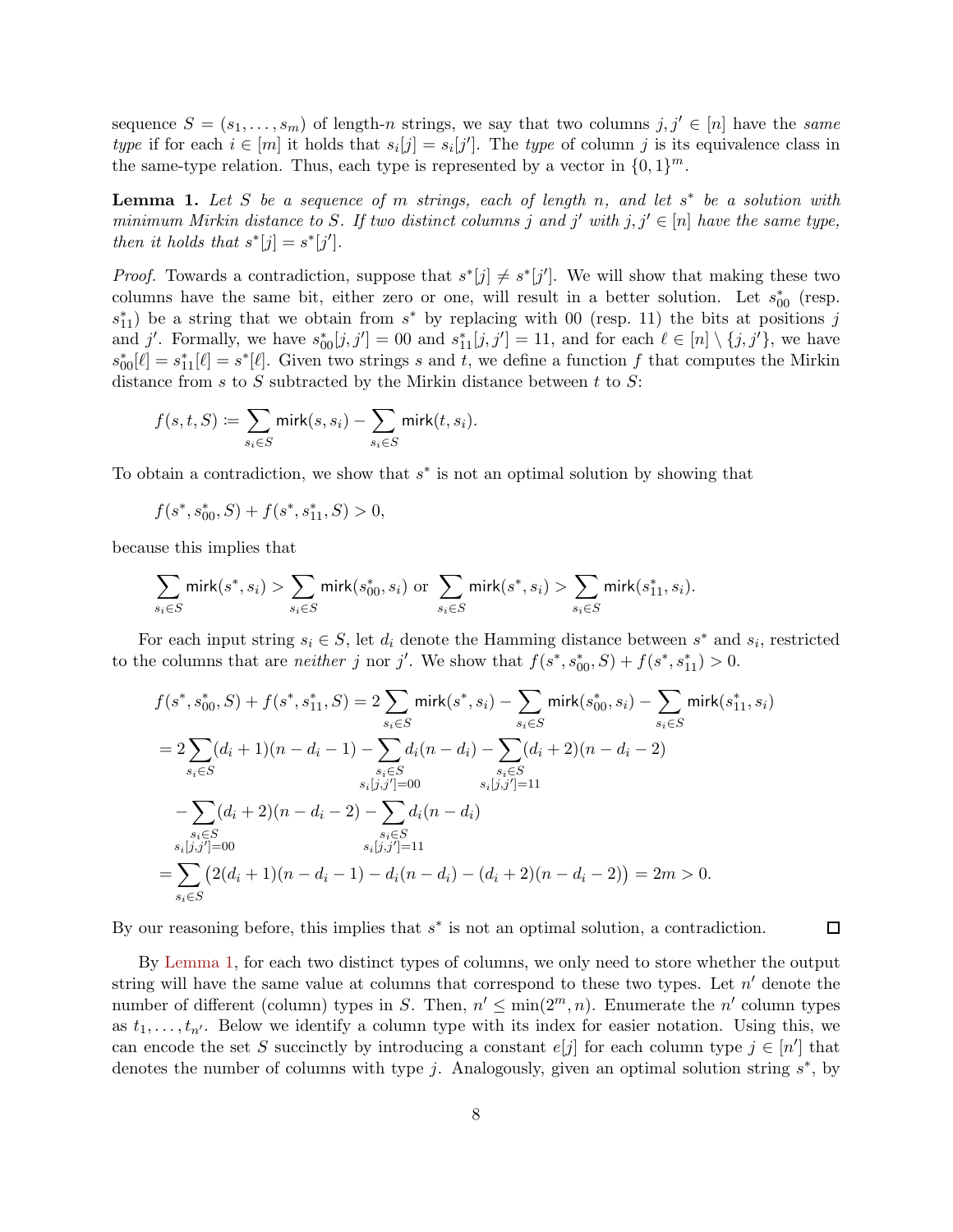sequence $S = (s_1, \ldots, s_m)$ of length-$n$ strings, we say that two columns $j, j' \in [n]$ have the *same type* if for each $i \in [m]$ it holds that $s_i[j] = s_i[j']$. The *type* of column $j$ is its equivalence class in the same-type relation. Thus, each type is represented by a vector in $\{0,1\}^m$.

**Lemma 1.** *Let $S$ be a sequence of $m$ strings, each of length $n$, and let $s^*$ be a solution with minimum Mirkin distance to $S$. If two distinct columns $j$ and $j'$ with $j, j' \in [n]$ have the same type, then it holds that $s^*[j] = s^*[j']$.*

*Proof.* Towards a contradiction, suppose that $s^*[j] \neq s^*[j']$. We will show that making these two columns have the same bit, either zero or one, will result in a better solution. Let $s^*_{00}$ (resp. $s^*_{11}$) be a string that we obtain from $s^*$ by replacing with 00 (resp. 11) the bits at positions $j$ and $j'$. Formally, we have $s^*_{00}[j, j'] = 00$ and $s^*_{11}[j, j'] = 11$, and for each $\ell \in [n] \setminus \{j, j'\}$, we have $s^*_{00}[\ell] = s^*_{11}[\ell] = s^*[\ell]$. Given two strings $s$ and $t$, we define a function $f$ that computes the Mirkin distance from $s$ to $S$ subtracted by the Mirkin distance between $t$ to $S$:

$$f(s, t, S) \coloneqq \sum_{s_i \in S} \mathsf{mirk}(s, s_i) - \sum_{s_i \in S} \mathsf{mirk}(t, s_i).$$

To obtain a contradiction, we show that $s^*$ is not an optimal solution by showing that

$$f(s^*, s^*_{00}, S) + f(s^*, s^*_{11}, S) > 0,$$

because this implies that

$$\sum_{s_i \in S} \mathsf{mirk}(s^*, s_i) > \sum_{s_i \in S} \mathsf{mirk}(s^*_{00}, s_i) \text{ or } \sum_{s_i \in S} \mathsf{mirk}(s^*, s_i) > \sum_{s_i \in S} \mathsf{mirk}(s^*_{11}, s_i).$$

For each input string $s_i \in S$, let $d_i$ denote the Hamming distance between $s^*$ and $s_i$, restricted to the columns that are *neither* $j$ nor $j'$. We show that $f(s^*, s^*_{00}, S) + f(s^*, s^*_{11}) > 0$.

$$\begin{aligned}
f(s^*, s^*_{00}, S) + f(s^*, s^*_{11}, S) &= 2\sum_{s_i \in S} \mathsf{mirk}(s^*, s_i) - \sum_{s_i \in S} \mathsf{mirk}(s^*_{00}, s_i) - \sum_{s_i \in S} \mathsf{mirk}(s^*_{11}, s_i) \\
&= 2\sum_{s_i \in S} (d_i + 1)(n - d_i - 1) - \sum_{\substack{s_i \in S \\ s_i[j,j'] = 00}} d_i(n - d_i) - \sum_{\substack{s_i \in S \\ s_i[j,j'] = 11}} (d_i + 2)(n - d_i - 2) \\
&\quad - \sum_{\substack{s_i \in S \\ s_i[j,j'] = 00}} (d_i + 2)(n - d_i - 2) - \sum_{\substack{s_i \in S \\ s_i[j,j'] = 11}} d_i(n - d_i) \\
&= \sum_{s_i \in S} \big(2(d_i + 1)(n - d_i - 1) - d_i(n - d_i) - (d_i + 2)(n - d_i - 2)\big) = 2m > 0.
\end{aligned}$$

By our reasoning before, this implies that $s^*$ is not an optimal solution, a contradiction. ◻

By Lemma 1, for each two distinct types of columns, we only need to store whether the output string will have the same value at columns that correspond to these two types. Let $n'$ denote the number of different (column) types in $S$. Then, $n' \leq \min(2^m, n)$. Enumerate the $n'$ column types as $t_1, \ldots, t_{n'}$. Below we identify a column type with its index for easier notation. Using this, we can encode the set $S$ succinctly by introducing a constant $e[j]$ for each column type $j \in [n']$ that denotes the number of columns with type $j$. Analogously, given an optimal solution string $s^*$, by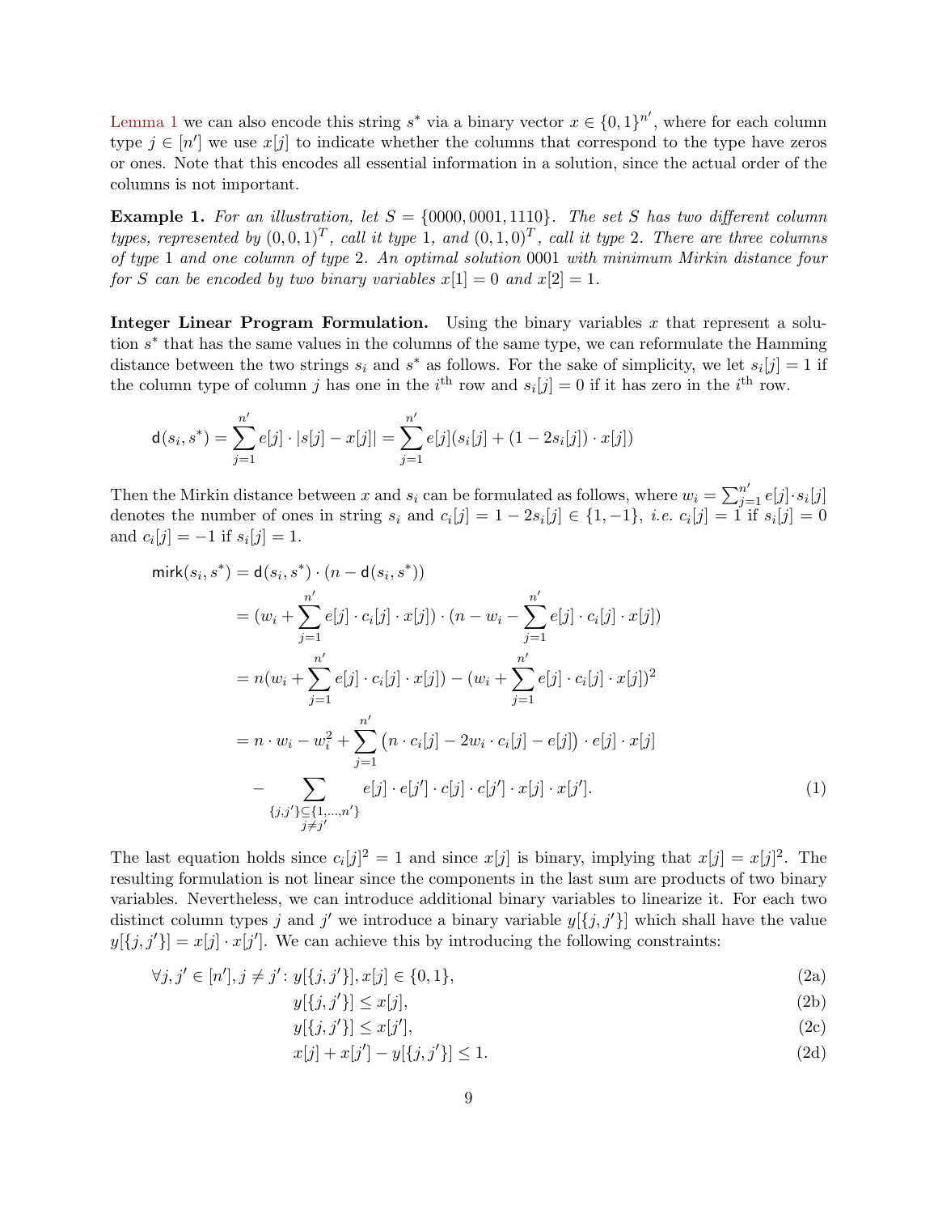Lemma 1 we can also encode this string $s^*$ via a binary vector $x \in \{0,1\}^{n'}$, where for each column type $j \in [n']$ we use $x[j]$ to indicate whether the columns that correspond to the type have zeros or ones. Note that this encodes all essential information in a solution, since the actual order of the columns is not important.

**Example 1.** *For an illustration, let $S = \{0000, 0001, 1110\}$. The set $S$ has two different column types, represented by $(0,0,1)^T$, call it type 1, and $(0,1,0)^T$, call it type 2. There are three columns of type 1 and one column of type 2. An optimal solution 0001 with minimum Mirkin distance four for $S$ can be encoded by two binary variables $x[1] = 0$ and $x[2] = 1$.*

**Integer Linear Program Formulation.** Using the binary variables $x$ that represent a solution $s^*$ that has the same values in the columns of the same type, we can reformulate the Hamming distance between the two strings $s_i$ and $s^*$ as follows. For the sake of simplicity, we let $s_i[j] = 1$ if the column type of column $j$ has one in the $i^{\text{th}}$ row and $s_i[j] = 0$ if it has zero in the $i^{\text{th}}$ row.

$$\mathsf{d}(s_i, s^*) = \sum_{j=1}^{n'} e[j] \cdot |s[j] - x[j]| = \sum_{j=1}^{n'} e[j](s_i[j] + (1 - 2s_i[j]) \cdot x[j])$$

Then the Mirkin distance between $x$ and $s_i$ can be formulated as follows, where $w_i = \sum_{j=1}^{n'} e[j] \cdot s_i[j]$ denotes the number of ones in string $s_i$ and $c_i[j] = 1 - 2s_i[j] \in \{1, -1\}$, *i.e.* $c_i[j] = 1$ if $s_i[j] = 0$ and $c_i[j] = -1$ if $s_i[j] = 1$.

$$\begin{aligned}
\mathsf{mirk}(s_i, s^*) &= \mathsf{d}(s_i, s^*) \cdot (n - \mathsf{d}(s_i, s^*)) \\
&= (w_i + \sum_{j=1}^{n'} e[j] \cdot c_i[j] \cdot x[j]) \cdot (n - w_i - \sum_{j=1}^{n'} e[j] \cdot c_i[j] \cdot x[j]) \\
&= n(w_i + \sum_{j=1}^{n'} e[j] \cdot c_i[j] \cdot x[j]) - (w_i + \sum_{j=1}^{n'} e[j] \cdot c_i[j] \cdot x[j])^2 \\
&= n \cdot w_i - w_i^2 + \sum_{j=1}^{n'} \left(n \cdot c_i[j] - 2w_i \cdot c_i[j] - e[j]\right) \cdot e[j] \cdot x[j] \\
&\quad - \sum_{\substack{\{j,j'\} \subseteq \{1,\ldots,n'\} \\ j \neq j'}} e[j] \cdot e[j'] \cdot c[j] \cdot c[j'] \cdot x[j] \cdot x[j']. \qquad (1)
\end{aligned}$$

The last equation holds since $c_i[j]^2 = 1$ and since $x[j]$ is binary, implying that $x[j] = x[j]^2$. The resulting formulation is not linear since the components in the last sum are products of two binary variables. Nevertheless, we can introduce additional binary variables to linearize it. For each two distinct column types $j$ and $j'$ we introduce a binary variable $y[\{j, j'\}]$ which shall have the value $y[\{j, j'\}] = x[j] \cdot x[j']$. We can achieve this by introducing the following constraints:

$$\begin{aligned}
\forall j, j' \in [n'], j \neq j' \colon\ & y[\{j, j'\}], x[j] \in \{0, 1\}, && \text{(2a)} \\
& y[\{j, j'\}] \leq x[j], && \text{(2b)} \\
& y[\{j, j'\}] \leq x[j'], && \text{(2c)} \\
& x[j] + x[j'] - y[\{j, j'\}] \leq 1. && \text{(2d)}
\end{aligned}$$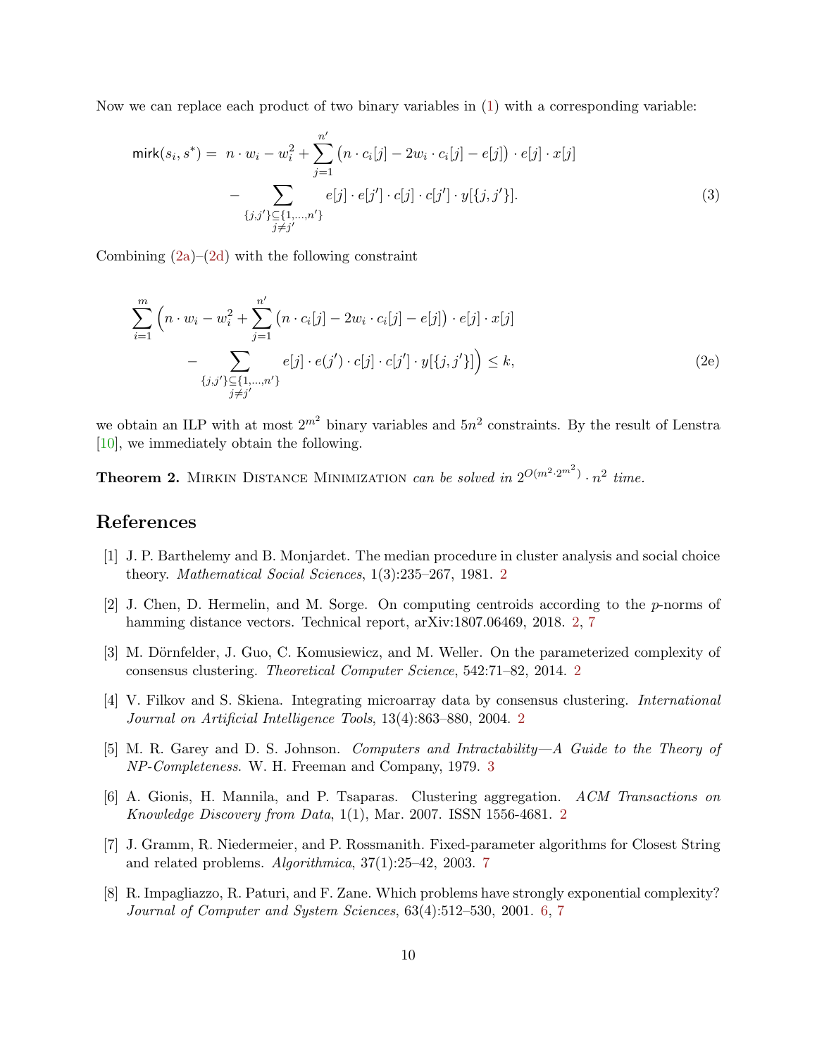Now we can replace each product of two binary variables in (1) with a corresponding variable:

$$
\begin{aligned}
\mathsf{mirk}(s_i, s^*) = \; & n \cdot w_i - w_i^2 + \sum_{j=1}^{n'} \big(n \cdot c_i[j] - 2w_i \cdot c_i[j] - e[j]\big) \cdot e[j] \cdot x[j] \\
& - \sum_{\substack{\{j,j'\} \subseteq \{1,\ldots,n'\} \\ j \neq j'}} e[j] \cdot e[j'] \cdot c[j] \cdot c[j'] \cdot y[\{j,j'\}]. 
\end{aligned} \tag{3}
$$

Combining (2a)–(2d) with the following constraint

$$
\begin{aligned}
\sum_{i=1}^{m} \Big( & n \cdot w_i - w_i^2 + \sum_{j=1}^{n'} \big(n \cdot c_i[j] - 2w_i \cdot c_i[j] - e[j]\big) \cdot e[j] \cdot x[j] \\
& - \sum_{\substack{\{j,j'\} \subseteq \{1,\ldots,n'\} \\ j \neq j'}} e[j] \cdot e(j') \cdot c[j] \cdot c[j'] \cdot y[\{j,j'\}] \Big) \leq k,
\end{aligned} \tag{2e}
$$

we obtain an ILP with at most $2^{m^2}$ binary variables and $5n^2$ constraints. By the result of Lenstra [10], we immediately obtain the following.

**Theorem 2.** Mirkin Distance Minimization *can be solved in* $2^{O(m^2 \cdot 2^{m^2})} \cdot n^2$ *time.*

## References

[1] J. P. Barthelemy and B. Monjardet. The median procedure in cluster analysis and social choice theory. *Mathematical Social Sciences*, 1(3):235–267, 1981. 2

[2] J. Chen, D. Hermelin, and M. Sorge. On computing centroids according to the $p$-norms of hamming distance vectors. Technical report, arXiv:1807.06469, 2018. 2, 7

[3] M. Dörnfelder, J. Guo, C. Komusiewicz, and M. Weller. On the parameterized complexity of consensus clustering. *Theoretical Computer Science*, 542:71–82, 2014. 2

[4] V. Filkov and S. Skiena. Integrating microarray data by consensus clustering. *International Journal on Artificial Intelligence Tools*, 13(4):863–880, 2004. 2

[5] M. R. Garey and D. S. Johnson. *Computers and Intractability—A Guide to the Theory of NP-Completeness*. W. H. Freeman and Company, 1979. 3

[6] A. Gionis, H. Mannila, and P. Tsaparas. Clustering aggregation. *ACM Transactions on Knowledge Discovery from Data*, 1(1), Mar. 2007. ISSN 1556-4681. 2

[7] J. Gramm, R. Niedermeier, and P. Rossmanith. Fixed-parameter algorithms for Closest String and related problems. *Algorithmica*, 37(1):25–42, 2003. 7

[8] R. Impagliazzo, R. Paturi, and F. Zane. Which problems have strongly exponential complexity? *Journal of Computer and System Sciences*, 63(4):512–530, 2001. 6, 7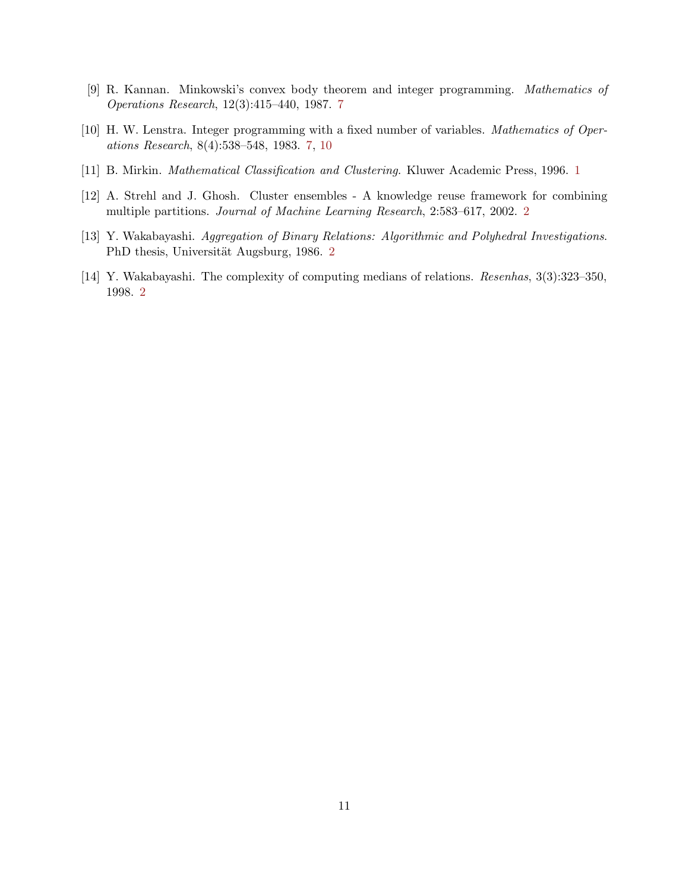[9] R. Kannan. Minkowski's convex body theorem and integer programming. *Mathematics of Operations Research*, 12(3):415–440, 1987. 7

[10] H. W. Lenstra. Integer programming with a fixed number of variables. *Mathematics of Operations Research*, 8(4):538–548, 1983. 7, 10

[11] B. Mirkin. *Mathematical Classification and Clustering*. Kluwer Academic Press, 1996. 1

[12] A. Strehl and J. Ghosh. Cluster ensembles - A knowledge reuse framework for combining multiple partitions. *Journal of Machine Learning Research*, 2:583–617, 2002. 2

[13] Y. Wakabayashi. *Aggregation of Binary Relations: Algorithmic and Polyhedral Investigations*. PhD thesis, Universität Augsburg, 1986. 2

[14] Y. Wakabayashi. The complexity of computing medians of relations. *Resenhas*, 3(3):323–350, 1998. 2